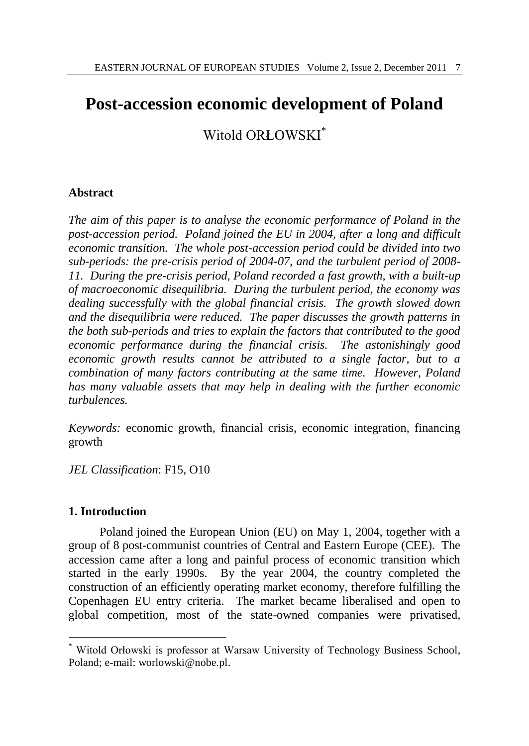# Post-accession economic development of Poland

Witold ORŁOWSKI[*]

## Abstract

*The aim of this paper is to analyse the economic performance of Poland in the post-accession period. Poland joined the EU in 2004, after a long and difficult economic transition. The whole post-accession period could be divided into two sub-periods: the pre-crisis period of 2004-07, and the turbulent period of 2008-11. During the pre-crisis period, Poland recorded a fast growth, with a built-up of macroeconomic disequilibria. During the turbulent period, the economy was dealing successfully with the global financial crisis. The growth slowed down and the disequilibria were reduced. The paper discusses the growth patterns in the both sub-periods and tries to explain the factors that contributed to the good economic performance during the financial crisis. The astonishingly good economic growth results cannot be attributed to a single factor, but to a combination of many factors contributing at the same time. However, Poland has many valuable assets that may help in dealing with the further economic turbulences.*

*Keywords:* economic growth, financial crisis, economic integration, financing growth

*JEL Classification*: F15, O10

## 1. Introduction

Poland joined the European Union (EU) on May 1, 2004, together with a group of 8 post-communist countries of Central and Eastern Europe (CEE). The accession came after a long and painful process of economic transition which started in the early 1990s. By the year 2004, the country completed the construction of an efficiently operating market economy, therefore fulfilling the Copenhagen EU entry criteria. The market became liberalised and open to global competition, most of the state-owned companies were privatised,

[*] Witold Orłowski is professor at Warsaw University of Technology Business School, Poland; e-mail: worlowski@nobe.pl.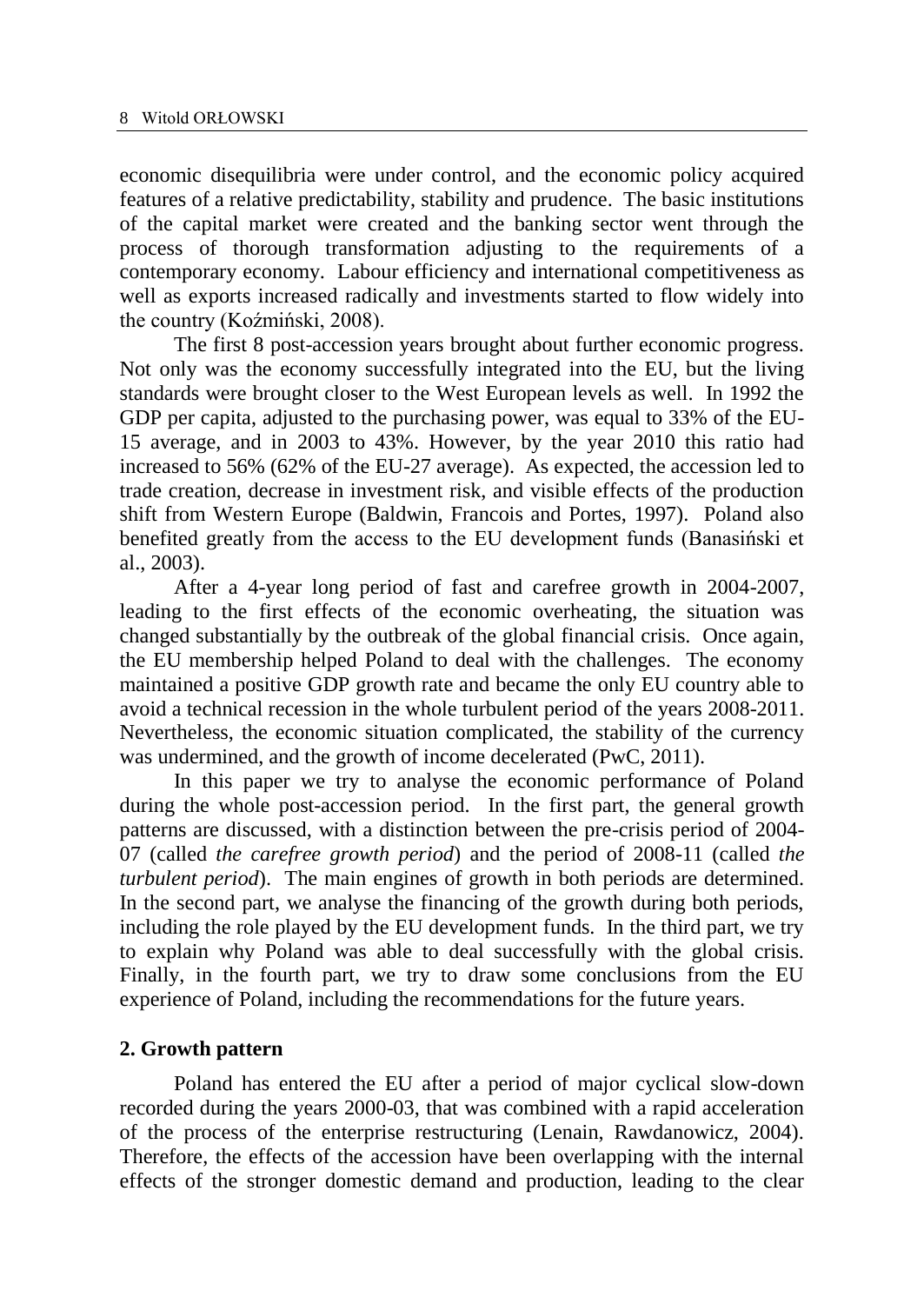economic disequilibria were under control, and the economic policy acquired features of a relative predictability, stability and prudence. The basic institutions of the capital market were created and the banking sector went through the process of thorough transformation adjusting to the requirements of a contemporary economy. Labour efficiency and international competitiveness as well as exports increased radically and investments started to flow widely into the country (Koźmiński, 2008).

The first 8 post-accession years brought about further economic progress. Not only was the economy successfully integrated into the EU, but the living standards were brought closer to the West European levels as well. In 1992 the GDP per capita, adjusted to the purchasing power, was equal to 33% of the EU-15 average, and in 2003 to 43%. However, by the year 2010 this ratio had increased to 56% (62% of the EU-27 average). As expected, the accession led to trade creation, decrease in investment risk, and visible effects of the production shift from Western Europe (Baldwin, Francois and Portes, 1997). Poland also benefited greatly from the access to the EU development funds (Banasiński et al., 2003).

After a 4-year long period of fast and carefree growth in 2004-2007, leading to the first effects of the economic overheating, the situation was changed substantially by the outbreak of the global financial crisis. Once again, the EU membership helped Poland to deal with the challenges. The economy maintained a positive GDP growth rate and became the only EU country able to avoid a technical recession in the whole turbulent period of the years 2008-2011. Nevertheless, the economic situation complicated, the stability of the currency was undermined, and the growth of income decelerated (PwC, 2011).

In this paper we try to analyse the economic performance of Poland during the whole post-accession period. In the first part, the general growth patterns are discussed, with a distinction between the pre-crisis period of 2004-07 (called *the carefree growth period*) and the period of 2008-11 (called *the turbulent period*). The main engines of growth in both periods are determined. In the second part, we analyse the financing of the growth during both periods, including the role played by the EU development funds. In the third part, we try to explain why Poland was able to deal successfully with the global crisis. Finally, in the fourth part, we try to draw some conclusions from the EU experience of Poland, including the recommendations for the future years.

## 2. Growth pattern

Poland has entered the EU after a period of major cyclical slow-down recorded during the years 2000-03, that was combined with a rapid acceleration of the process of the enterprise restructuring (Lenain, Rawdanowicz, 2004). Therefore, the effects of the accession have been overlapping with the internal effects of the stronger domestic demand and production, leading to the clear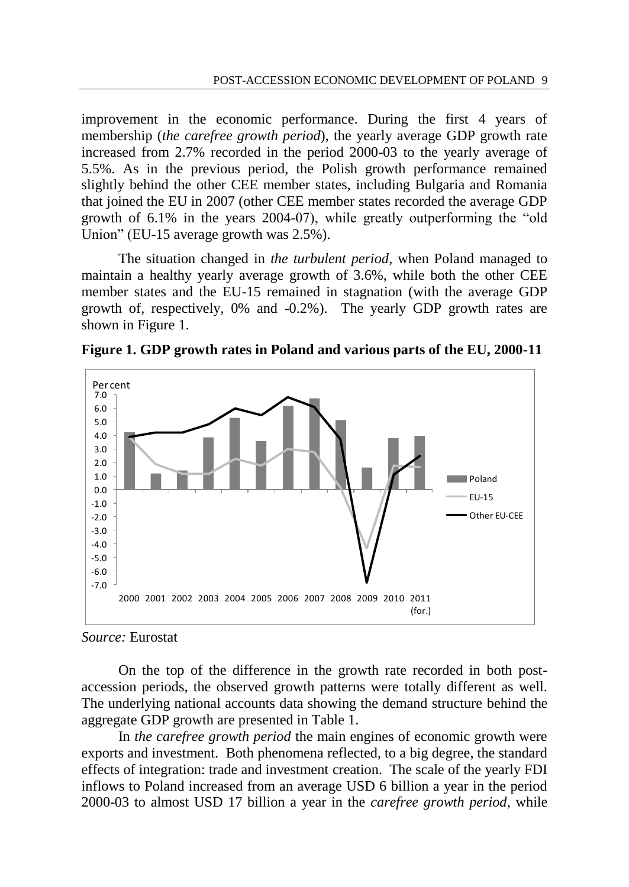improvement in the economic performance. During the first 4 years of membership (*the carefree growth period*), the yearly average GDP growth rate increased from 2.7% recorded in the period 2000-03 to the yearly average of 5.5%. As in the previous period, the Polish growth performance remained slightly behind the other CEE member states, including Bulgaria and Romania that joined the EU in 2007 (other CEE member states recorded the average GDP growth of 6.1% in the years 2004-07), while greatly outperforming the "old Union" (EU-15 average growth was 2.5%).

The situation changed in *the turbulent period*, when Poland managed to maintain a healthy yearly average growth of 3.6%, while both the other CEE member states and the EU-15 remained in stagnation (with the average GDP growth of, respectively, 0% and -0.2%). The yearly GDP growth rates are shown in Figure 1.

**Figure 1. GDP growth rates in Poland and various parts of the EU, 2000-11**

*Source:* Eurostat

On the top of the difference in the growth rate recorded in both post-accession periods, the observed growth patterns were totally different as well. The underlying national accounts data showing the demand structure behind the aggregate GDP growth are presented in Table 1.

In *the carefree growth period* the main engines of economic growth were exports and investment. Both phenomena reflected, to a big degree, the standard effects of integration: trade and investment creation. The scale of the yearly FDI inflows to Poland increased from an average USD 6 billion a year in the period 2000-03 to almost USD 17 billion a year in the *carefree growth period*, while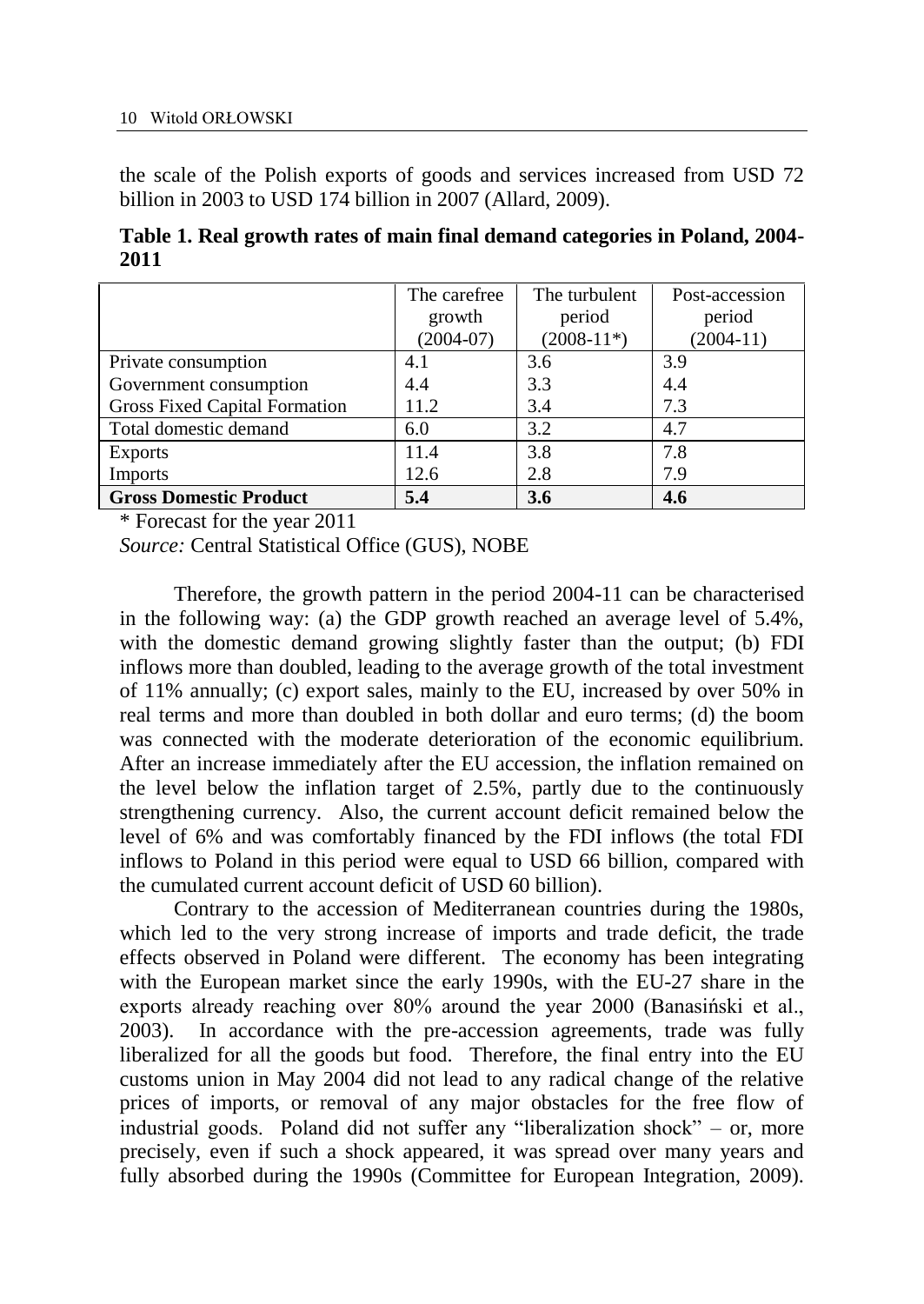the scale of the Polish exports of goods and services increased from USD 72 billion in 2003 to USD 174 billion in 2007 (Allard, 2009).

**Table 1. Real growth rates of main final demand categories in Poland, 2004-2011**

| | The carefree growth (2004-07) | The turbulent period (2008-11*) | Post-accession period (2004-11) |
|---|---|---|---|
| Private consumption | 4.1 | 3.6 | 3.9 |
| Government consumption | 4.4 | 3.3 | 4.4 |
| Gross Fixed Capital Formation | 11.2 | 3.4 | 7.3 |
| Total domestic demand | 6.0 | 3.2 | 4.7 |
| Exports | 11.4 | 3.8 | 7.8 |
| Imports | 12.6 | 2.8 | 7.9 |
| **Gross Domestic Product** | **5.4** | **3.6** | **4.6** |

\* Forecast for the year 2011

*Source:* Central Statistical Office (GUS), NOBE

Therefore, the growth pattern in the period 2004-11 can be characterised in the following way: (a) the GDP growth reached an average level of 5.4%, with the domestic demand growing slightly faster than the output; (b) FDI inflows more than doubled, leading to the average growth of the total investment of 11% annually; (c) export sales, mainly to the EU, increased by over 50% in real terms and more than doubled in both dollar and euro terms; (d) the boom was connected with the moderate deterioration of the economic equilibrium. After an increase immediately after the EU accession, the inflation remained on the level below the inflation target of 2.5%, partly due to the continuously strengthening currency. Also, the current account deficit remained below the level of 6% and was comfortably financed by the FDI inflows (the total FDI inflows to Poland in this period were equal to USD 66 billion, compared with the cumulated current account deficit of USD 60 billion).

Contrary to the accession of Mediterranean countries during the 1980s, which led to the very strong increase of imports and trade deficit, the trade effects observed in Poland were different. The economy has been integrating with the European market since the early 1990s, with the EU-27 share in the exports already reaching over 80% around the year 2000 (Banasiński et al., 2003). In accordance with the pre-accession agreements, trade was fully liberalized for all the goods but food. Therefore, the final entry into the EU customs union in May 2004 did not lead to any radical change of the relative prices of imports, or removal of any major obstacles for the free flow of industrial goods. Poland did not suffer any "liberalization shock" – or, more precisely, even if such a shock appeared, it was spread over many years and fully absorbed during the 1990s (Committee for European Integration, 2009).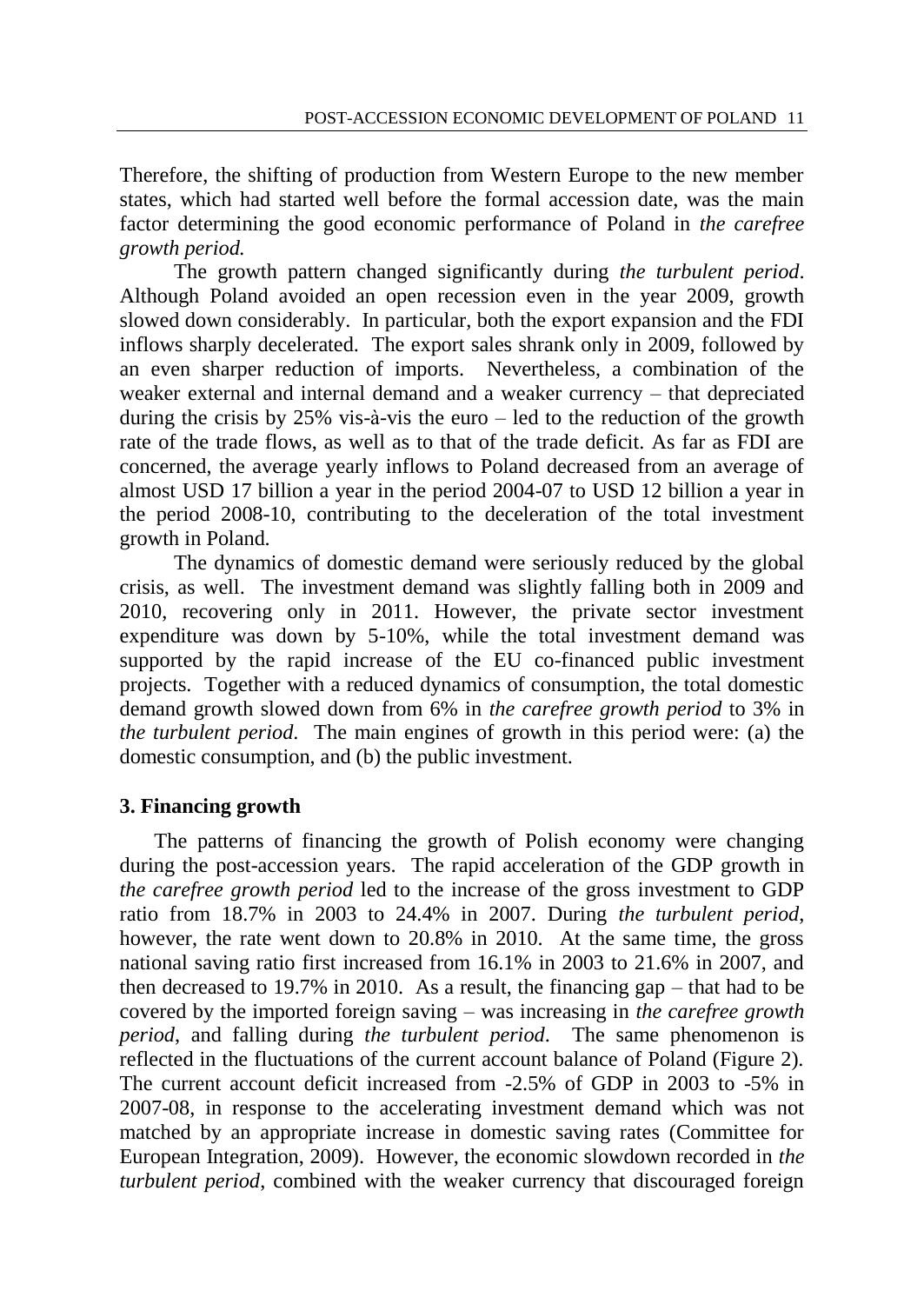Therefore, the shifting of production from Western Europe to the new member states, which had started well before the formal accession date, was the main factor determining the good economic performance of Poland in *the carefree growth period.*

The growth pattern changed significantly during *the turbulent period*. Although Poland avoided an open recession even in the year 2009, growth slowed down considerably. In particular, both the export expansion and the FDI inflows sharply decelerated. The export sales shrank only in 2009, followed by an even sharper reduction of imports. Nevertheless, a combination of the weaker external and internal demand and a weaker currency – that depreciated during the crisis by 25% vis-à-vis the euro – led to the reduction of the growth rate of the trade flows, as well as to that of the trade deficit. As far as FDI are concerned, the average yearly inflows to Poland decreased from an average of almost USD 17 billion a year in the period 2004-07 to USD 12 billion a year in the period 2008-10, contributing to the deceleration of the total investment growth in Poland.

The dynamics of domestic demand were seriously reduced by the global crisis, as well. The investment demand was slightly falling both in 2009 and 2010, recovering only in 2011. However, the private sector investment expenditure was down by 5-10%, while the total investment demand was supported by the rapid increase of the EU co-financed public investment projects. Together with a reduced dynamics of consumption, the total domestic demand growth slowed down from 6% in *the carefree growth period* to 3% in *the turbulent period.* The main engines of growth in this period were: (a) the domestic consumption, and (b) the public investment.

## 3. Financing growth

The patterns of financing the growth of Polish economy were changing during the post-accession years. The rapid acceleration of the GDP growth in *the carefree growth period* led to the increase of the gross investment to GDP ratio from 18.7% in 2003 to 24.4% in 2007. During *the turbulent period*, however, the rate went down to 20.8% in 2010. At the same time, the gross national saving ratio first increased from 16.1% in 2003 to 21.6% in 2007, and then decreased to 19.7% in 2010. As a result, the financing gap – that had to be covered by the imported foreign saving – was increasing in *the carefree growth period*, and falling during *the turbulent period*. The same phenomenon is reflected in the fluctuations of the current account balance of Poland (Figure 2). The current account deficit increased from -2.5% of GDP in 2003 to -5% in 2007-08, in response to the accelerating investment demand which was not matched by an appropriate increase in domestic saving rates (Committee for European Integration, 2009). However, the economic slowdown recorded in *the turbulent period*, combined with the weaker currency that discouraged foreign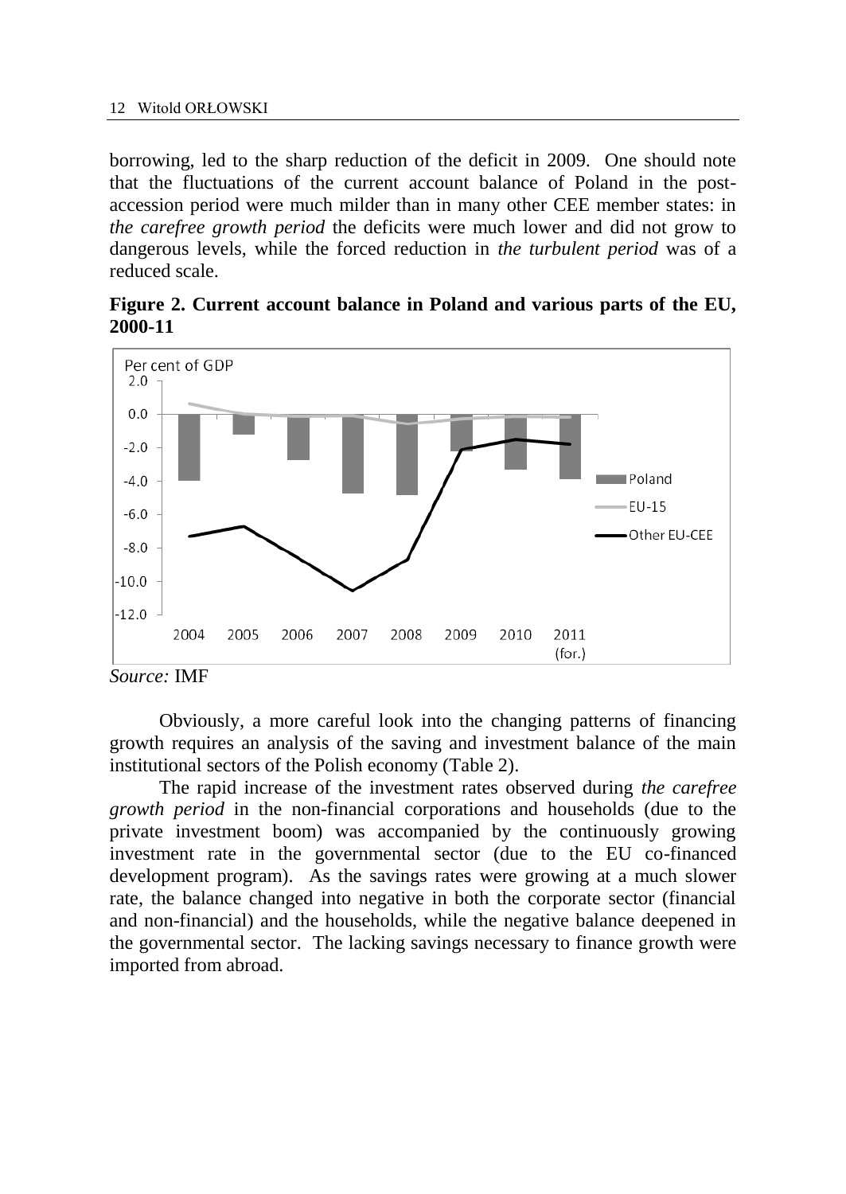borrowing, led to the sharp reduction of the deficit in 2009. One should note that the fluctuations of the current account balance of Poland in the post-accession period were much milder than in many other CEE member states: in *the carefree growth period* the deficits were much lower and did not grow to dangerous levels, while the forced reduction in *the turbulent period* was of a reduced scale.

**Figure 2. Current account balance in Poland and various parts of the EU, 2000-11**

*Source:* IMF

Obviously, a more careful look into the changing patterns of financing growth requires an analysis of the saving and investment balance of the main institutional sectors of the Polish economy (Table 2).

The rapid increase of the investment rates observed during *the carefree growth period* in the non-financial corporations and households (due to the private investment boom) was accompanied by the continuously growing investment rate in the governmental sector (due to the EU co-financed development program). As the savings rates were growing at a much slower rate, the balance changed into negative in both the corporate sector (financial and non-financial) and the households, while the negative balance deepened in the governmental sector. The lacking savings necessary to finance growth were imported from abroad.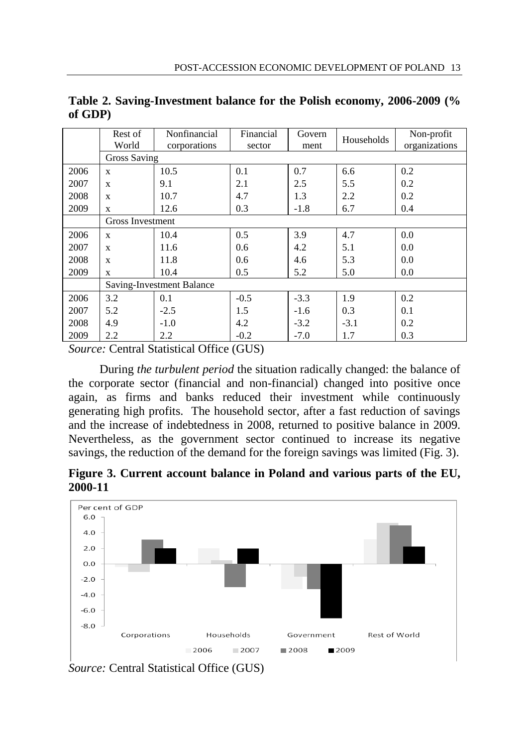**Table 2. Saving-Investment balance for the Polish economy, 2006-2009 (% of GDP)**

| | Rest of World | Nonfinancial corporations | Financial sector | Govern ment | Households | Non-profit organizations |
|---|---|---|---|---|---|---|
| | Gross Saving | | | | | |
| 2006 | x | 10.5 | 0.1 | 0.7 | 6.6 | 0.2 |
| 2007 | x | 9.1 | 2.1 | 2.5 | 5.5 | 0.2 |
| 2008 | x | 10.7 | 4.7 | 1.3 | 2.2 | 0.2 |
| 2009 | x | 12.6 | 0.3 | -1.8 | 6.7 | 0.4 |
| | Gross Investment | | | | | |
| 2006 | x | 10.4 | 0.5 | 3.9 | 4.7 | 0.0 |
| 2007 | x | 11.6 | 0.6 | 4.2 | 5.1 | 0.0 |
| 2008 | x | 11.8 | 0.6 | 4.6 | 5.3 | 0.0 |
| 2009 | x | 10.4 | 0.5 | 5.2 | 5.0 | 0.0 |
| | Saving-Investment Balance | | | | | |
| 2006 | 3.2 | 0.1 | -0.5 | -3.3 | 1.9 | 0.2 |
| 2007 | 5.2 | -2.5 | 1.5 | -1.6 | 0.3 | 0.1 |
| 2008 | 4.9 | -1.0 | 4.2 | -3.2 | -3.1 | 0.2 |
| 2009 | 2.2 | 2.2 | -0.2 | -7.0 | 1.7 | 0.3 |

*Source:* Central Statistical Office (GUS)

During *the turbulent period* the situation radically changed: the balance of the corporate sector (financial and non-financial) changed into positive once again, as firms and banks reduced their investment while continuously generating high profits. The household sector, after a fast reduction of savings and the increase of indebtedness in 2008, returned to positive balance in 2009. Nevertheless, as the government sector continued to increase its negative savings, the reduction of the demand for the foreign savings was limited (Fig. 3).

**Figure 3. Current account balance in Poland and various parts of the EU, 2000-11**

*Source:* Central Statistical Office (GUS)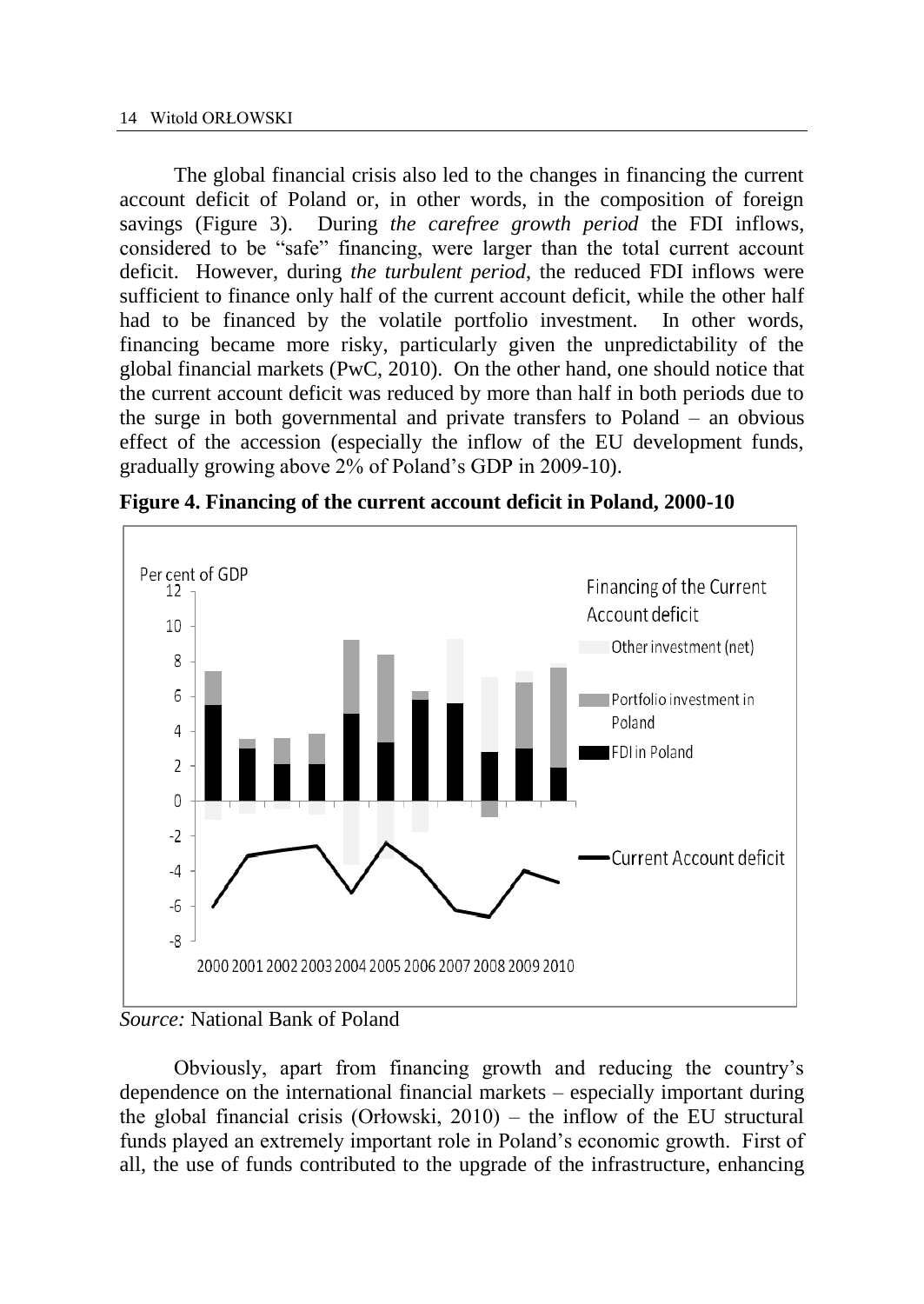The global financial crisis also led to the changes in financing the current account deficit of Poland or, in other words, in the composition of foreign savings (Figure 3). During *the carefree growth period* the FDI inflows, considered to be "safe" financing, were larger than the total current account deficit. However, during *the turbulent period*, the reduced FDI inflows were sufficient to finance only half of the current account deficit, while the other half had to be financed by the volatile portfolio investment. In other words, financing became more risky, particularly given the unpredictability of the global financial markets (PwC, 2010). On the other hand, one should notice that the current account deficit was reduced by more than half in both periods due to the surge in both governmental and private transfers to Poland – an obvious effect of the accession (especially the inflow of the EU development funds, gradually growing above 2% of Poland's GDP in 2009-10).

**Figure 4. Financing of the current account deficit in Poland, 2000-10**

*Source:* National Bank of Poland

Obviously, apart from financing growth and reducing the country's dependence on the international financial markets – especially important during the global financial crisis (Orłowski, 2010) – the inflow of the EU structural funds played an extremely important role in Poland's economic growth. First of all, the use of funds contributed to the upgrade of the infrastructure, enhancing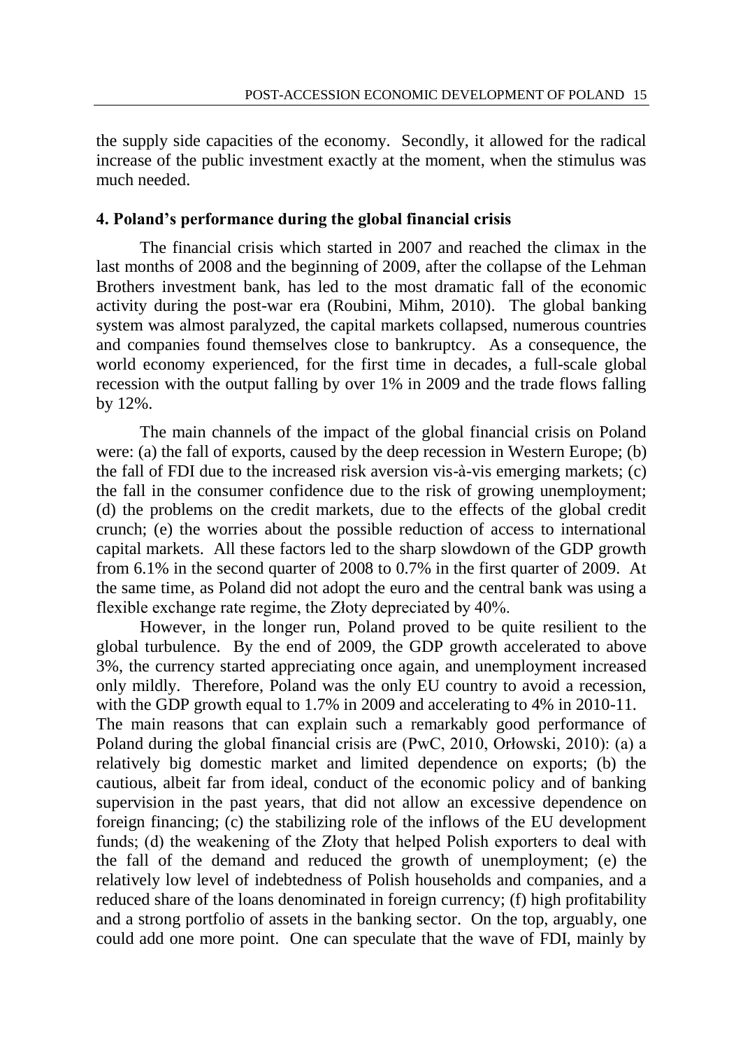the supply side capacities of the economy. Secondly, it allowed for the radical increase of the public investment exactly at the moment, when the stimulus was much needed.

## 4. Poland's performance during the global financial crisis

The financial crisis which started in 2007 and reached the climax in the last months of 2008 and the beginning of 2009, after the collapse of the Lehman Brothers investment bank, has led to the most dramatic fall of the economic activity during the post-war era (Roubini, Mihm, 2010). The global banking system was almost paralyzed, the capital markets collapsed, numerous countries and companies found themselves close to bankruptcy. As a consequence, the world economy experienced, for the first time in decades, a full-scale global recession with the output falling by over 1% in 2009 and the trade flows falling by 12%.

The main channels of the impact of the global financial crisis on Poland were: (a) the fall of exports, caused by the deep recession in Western Europe; (b) the fall of FDI due to the increased risk aversion vis-à-vis emerging markets; (c) the fall in the consumer confidence due to the risk of growing unemployment; (d) the problems on the credit markets, due to the effects of the global credit crunch; (e) the worries about the possible reduction of access to international capital markets. All these factors led to the sharp slowdown of the GDP growth from 6.1% in the second quarter of 2008 to 0.7% in the first quarter of 2009. At the same time, as Poland did not adopt the euro and the central bank was using a flexible exchange rate regime, the Złoty depreciated by 40%.

However, in the longer run, Poland proved to be quite resilient to the global turbulence. By the end of 2009, the GDP growth accelerated to above 3%, the currency started appreciating once again, and unemployment increased only mildly. Therefore, Poland was the only EU country to avoid a recession, with the GDP growth equal to 1.7% in 2009 and accelerating to 4% in 2010-11.

The main reasons that can explain such a remarkably good performance of Poland during the global financial crisis are (PwC, 2010, Orłowski, 2010): (a) a relatively big domestic market and limited dependence on exports; (b) the cautious, albeit far from ideal, conduct of the economic policy and of banking supervision in the past years, that did not allow an excessive dependence on foreign financing; (c) the stabilizing role of the inflows of the EU development funds; (d) the weakening of the Złoty that helped Polish exporters to deal with the fall of the demand and reduced the growth of unemployment; (e) the relatively low level of indebtedness of Polish households and companies, and a reduced share of the loans denominated in foreign currency; (f) high profitability and a strong portfolio of assets in the banking sector. On the top, arguably, one could add one more point. One can speculate that the wave of FDI, mainly by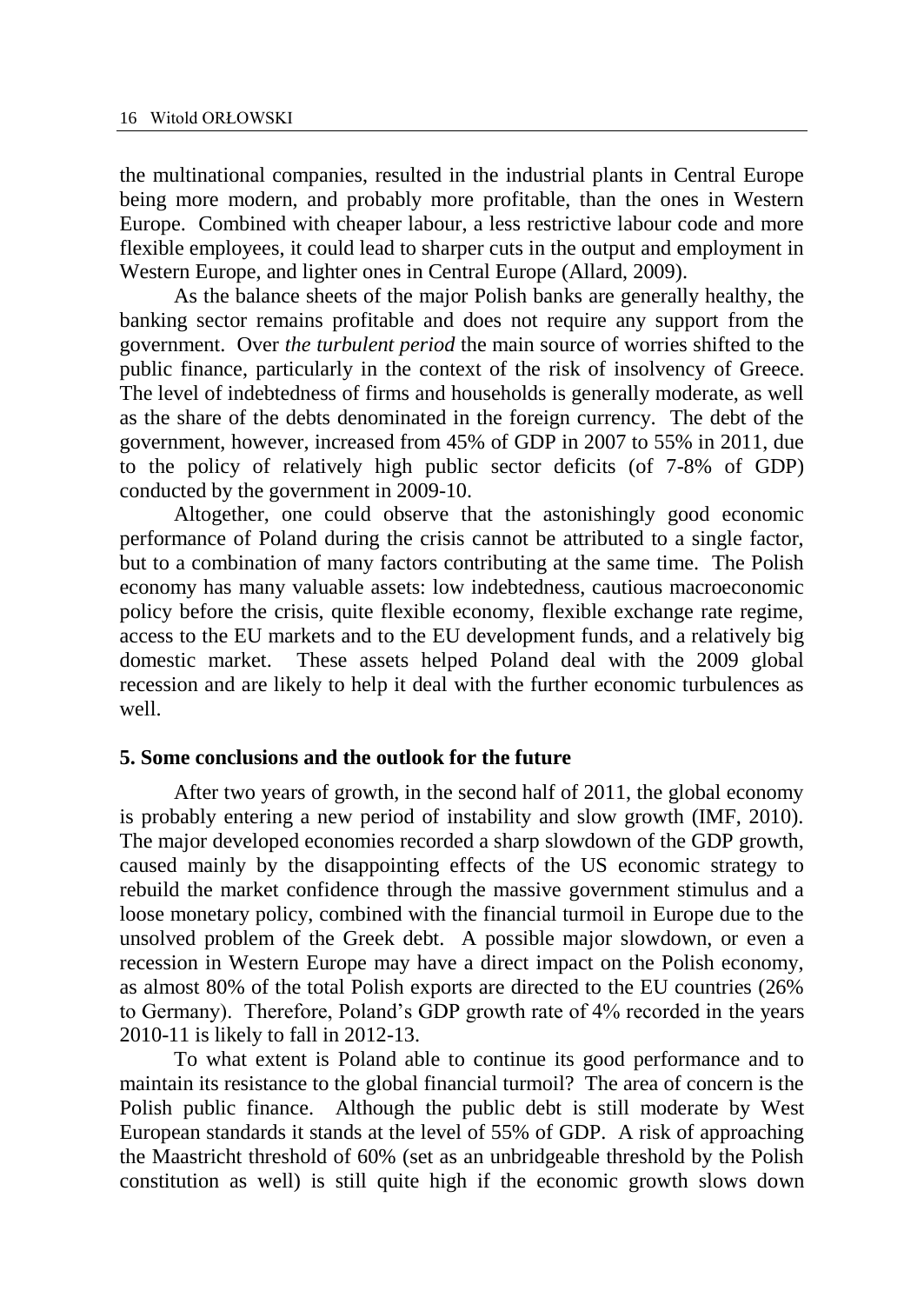the multinational companies, resulted in the industrial plants in Central Europe being more modern, and probably more profitable, than the ones in Western Europe. Combined with cheaper labour, a less restrictive labour code and more flexible employees, it could lead to sharper cuts in the output and employment in Western Europe, and lighter ones in Central Europe (Allard, 2009).

As the balance sheets of the major Polish banks are generally healthy, the banking sector remains profitable and does not require any support from the government. Over *the turbulent period* the main source of worries shifted to the public finance, particularly in the context of the risk of insolvency of Greece. The level of indebtedness of firms and households is generally moderate, as well as the share of the debts denominated in the foreign currency. The debt of the government, however, increased from 45% of GDP in 2007 to 55% in 2011, due to the policy of relatively high public sector deficits (of 7-8% of GDP) conducted by the government in 2009-10.

Altogether, one could observe that the astonishingly good economic performance of Poland during the crisis cannot be attributed to a single factor, but to a combination of many factors contributing at the same time. The Polish economy has many valuable assets: low indebtedness, cautious macroeconomic policy before the crisis, quite flexible economy, flexible exchange rate regime, access to the EU markets and to the EU development funds, and a relatively big domestic market. These assets helped Poland deal with the 2009 global recession and are likely to help it deal with the further economic turbulences as well.

## 5. Some conclusions and the outlook for the future

After two years of growth, in the second half of 2011, the global economy is probably entering a new period of instability and slow growth (IMF, 2010). The major developed economies recorded a sharp slowdown of the GDP growth, caused mainly by the disappointing effects of the US economic strategy to rebuild the market confidence through the massive government stimulus and a loose monetary policy, combined with the financial turmoil in Europe due to the unsolved problem of the Greek debt. A possible major slowdown, or even a recession in Western Europe may have a direct impact on the Polish economy, as almost 80% of the total Polish exports are directed to the EU countries (26% to Germany). Therefore, Poland's GDP growth rate of 4% recorded in the years 2010-11 is likely to fall in 2012-13.

To what extent is Poland able to continue its good performance and to maintain its resistance to the global financial turmoil? The area of concern is the Polish public finance. Although the public debt is still moderate by West European standards it stands at the level of 55% of GDP. A risk of approaching the Maastricht threshold of 60% (set as an unbridgeable threshold by the Polish constitution as well) is still quite high if the economic growth slows down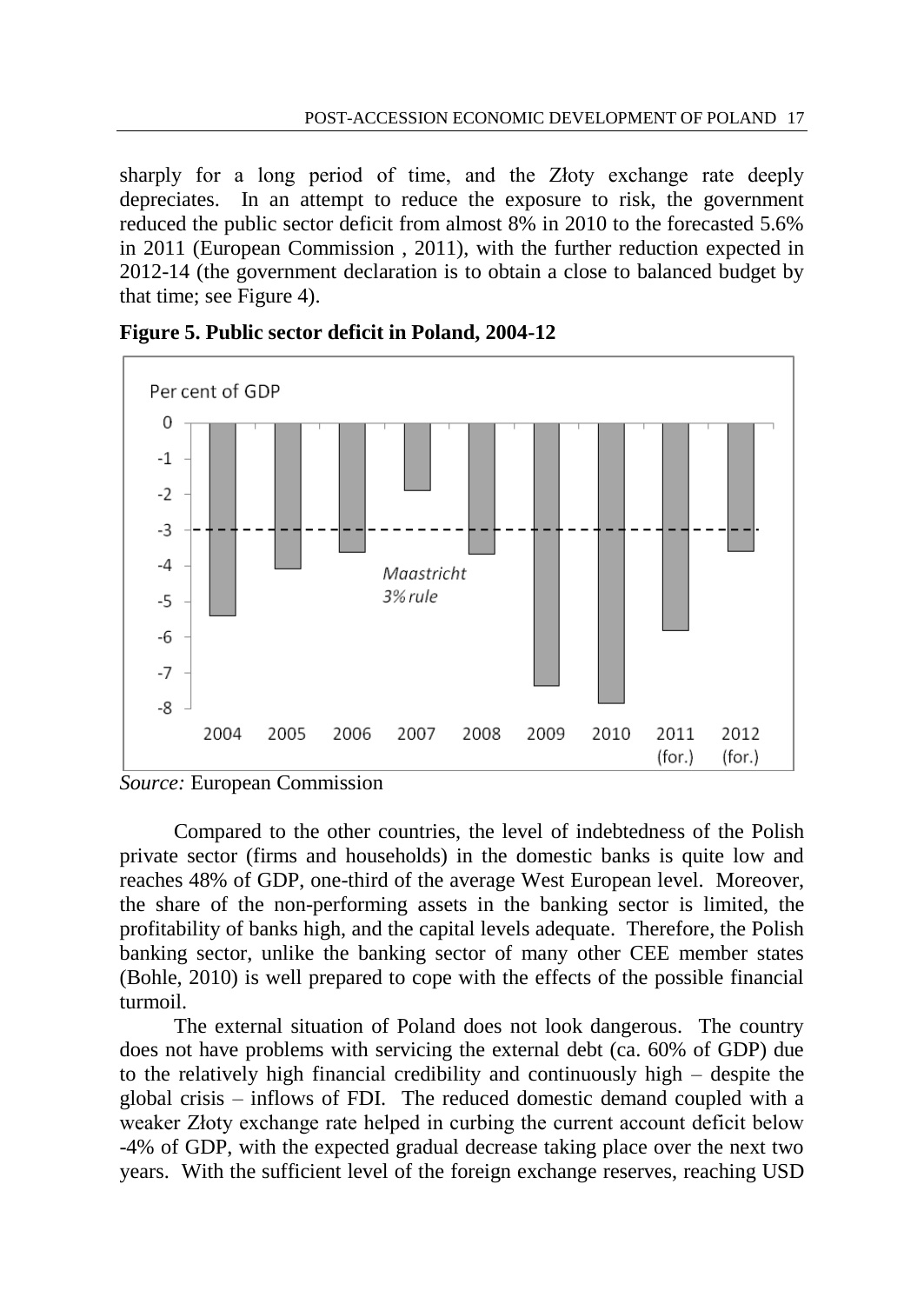sharply for a long period of time, and the Złoty exchange rate deeply depreciates. In an attempt to reduce the exposure to risk, the government reduced the public sector deficit from almost 8% in 2010 to the forecasted 5.6% in 2011 (European Commission , 2011), with the further reduction expected in 2012-14 (the government declaration is to obtain a close to balanced budget by that time; see Figure 4).

**Figure 5. Public sector deficit in Poland, 2004-12**

*Source:* European Commission

Compared to the other countries, the level of indebtedness of the Polish private sector (firms and households) in the domestic banks is quite low and reaches 48% of GDP, one-third of the average West European level. Moreover, the share of the non-performing assets in the banking sector is limited, the profitability of banks high, and the capital levels adequate. Therefore, the Polish banking sector, unlike the banking sector of many other CEE member states (Bohle, 2010) is well prepared to cope with the effects of the possible financial turmoil.

The external situation of Poland does not look dangerous. The country does not have problems with servicing the external debt (ca. 60% of GDP) due to the relatively high financial credibility and continuously high – despite the global crisis – inflows of FDI. The reduced domestic demand coupled with a weaker Złoty exchange rate helped in curbing the current account deficit below -4% of GDP, with the expected gradual decrease taking place over the next two years. With the sufficient level of the foreign exchange reserves, reaching USD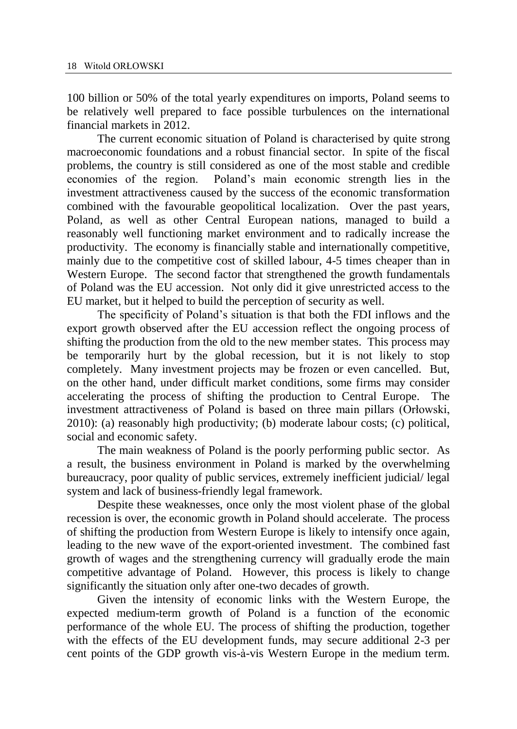100 billion or 50% of the total yearly expenditures on imports, Poland seems to be relatively well prepared to face possible turbulences on the international financial markets in 2012.

The current economic situation of Poland is characterised by quite strong macroeconomic foundations and a robust financial sector. In spite of the fiscal problems, the country is still considered as one of the most stable and credible economies of the region. Poland's main economic strength lies in the investment attractiveness caused by the success of the economic transformation combined with the favourable geopolitical localization. Over the past years, Poland, as well as other Central European nations, managed to build a reasonably well functioning market environment and to radically increase the productivity. The economy is financially stable and internationally competitive, mainly due to the competitive cost of skilled labour, 4-5 times cheaper than in Western Europe. The second factor that strengthened the growth fundamentals of Poland was the EU accession. Not only did it give unrestricted access to the EU market, but it helped to build the perception of security as well.

The specificity of Poland's situation is that both the FDI inflows and the export growth observed after the EU accession reflect the ongoing process of shifting the production from the old to the new member states. This process may be temporarily hurt by the global recession, but it is not likely to stop completely. Many investment projects may be frozen or even cancelled. But, on the other hand, under difficult market conditions, some firms may consider accelerating the process of shifting the production to Central Europe. The investment attractiveness of Poland is based on three main pillars (Orłowski, 2010): (a) reasonably high productivity; (b) moderate labour costs; (c) political, social and economic safety.

The main weakness of Poland is the poorly performing public sector. As a result, the business environment in Poland is marked by the overwhelming bureaucracy, poor quality of public services, extremely inefficient judicial/ legal system and lack of business-friendly legal framework.

Despite these weaknesses, once only the most violent phase of the global recession is over, the economic growth in Poland should accelerate. The process of shifting the production from Western Europe is likely to intensify once again, leading to the new wave of the export-oriented investment. The combined fast growth of wages and the strengthening currency will gradually erode the main competitive advantage of Poland. However, this process is likely to change significantly the situation only after one-two decades of growth.

Given the intensity of economic links with the Western Europe, the expected medium-term growth of Poland is a function of the economic performance of the whole EU. The process of shifting the production, together with the effects of the EU development funds, may secure additional 2-3 per cent points of the GDP growth vis-à-vis Western Europe in the medium term.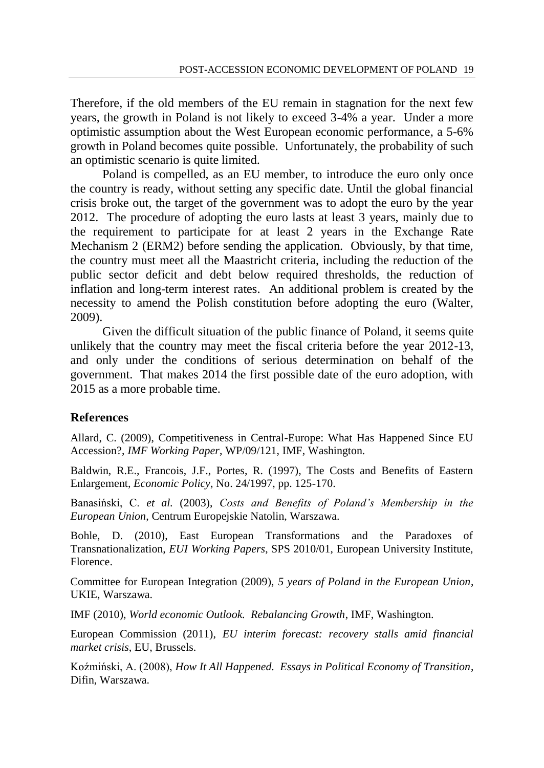Therefore, if the old members of the EU remain in stagnation for the next few years, the growth in Poland is not likely to exceed 3-4% a year. Under a more optimistic assumption about the West European economic performance, a 5-6% growth in Poland becomes quite possible. Unfortunately, the probability of such an optimistic scenario is quite limited.

Poland is compelled, as an EU member, to introduce the euro only once the country is ready, without setting any specific date. Until the global financial crisis broke out, the target of the government was to adopt the euro by the year 2012. The procedure of adopting the euro lasts at least 3 years, mainly due to the requirement to participate for at least 2 years in the Exchange Rate Mechanism 2 (ERM2) before sending the application. Obviously, by that time, the country must meet all the Maastricht criteria, including the reduction of the public sector deficit and debt below required thresholds, the reduction of inflation and long-term interest rates. An additional problem is created by the necessity to amend the Polish constitution before adopting the euro (Walter, 2009).

Given the difficult situation of the public finance of Poland, it seems quite unlikely that the country may meet the fiscal criteria before the year 2012-13, and only under the conditions of serious determination on behalf of the government. That makes 2014 the first possible date of the euro adoption, with 2015 as a more probable time.

## References

Allard, C. (2009), Competitiveness in Central-Europe: What Has Happened Since EU Accession?, *IMF Working Paper*, WP/09/121, IMF, Washington.

Baldwin, R.E., Francois, J.F., Portes, R. (1997), The Costs and Benefits of Eastern Enlargement, *Economic Policy*, No. 24/1997, pp. 125-170.

Banasiński, C. *et al.* (2003), *Costs and Benefits of Poland's Membership in the European Union*, Centrum Europejskie Natolin, Warszawa.

Bohle, D. (2010), East European Transformations and the Paradoxes of Transnationalization, *EUI Working Papers*, SPS 2010/01, European University Institute, Florence.

Committee for European Integration (2009), *5 years of Poland in the European Union*, UKIE, Warszawa.

IMF (2010), *World economic Outlook. Rebalancing Growth*, IMF, Washington.

European Commission (2011), *EU interim forecast: recovery stalls amid financial market crisis*, EU, Brussels.

Koźmiński, A. (2008), *How It All Happened. Essays in Political Economy of Transition*, Difin, Warszawa.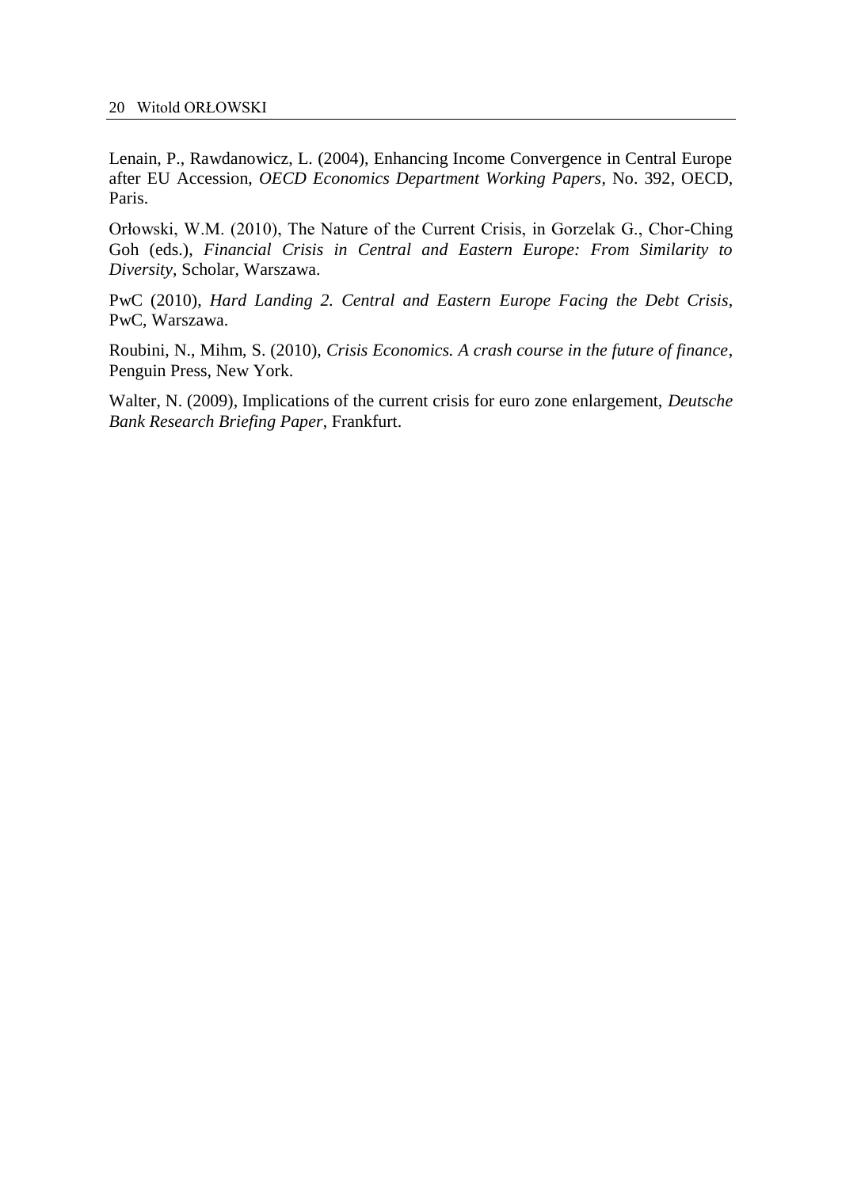Lenain, P., Rawdanowicz, L. (2004), Enhancing Income Convergence in Central Europe after EU Accession, *OECD Economics Department Working Papers*, No. 392, OECD, Paris.

Orłowski, W.M. (2010), The Nature of the Current Crisis, in Gorzelak G., Chor-Ching Goh (eds.), *Financial Crisis in Central and Eastern Europe: From Similarity to Diversity*, Scholar, Warszawa.

PwC (2010), *Hard Landing 2. Central and Eastern Europe Facing the Debt Crisis*, PwC, Warszawa.

Roubini, N., Mihm, S. (2010), *Crisis Economics. A crash course in the future of finance*, Penguin Press, New York.

Walter, N. (2009), Implications of the current crisis for euro zone enlargement, *Deutsche Bank Research Briefing Paper*, Frankfurt.